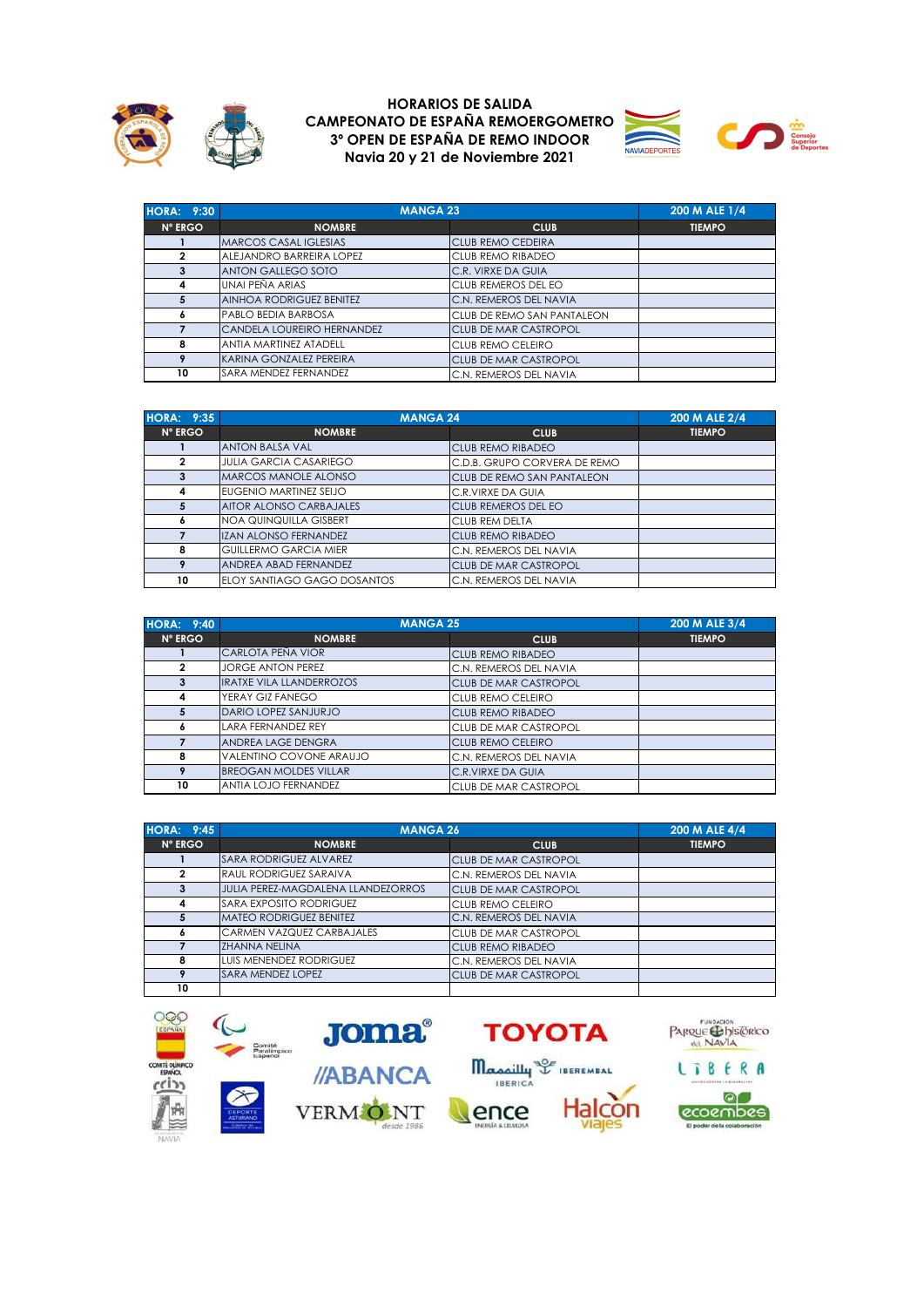# HORARIOS DE SALIDA
## CAMPEONATO DE ESPAÑA REMOERGOMETRO
## 3º OPEN DE ESPAÑA DE REMO INDOOR
## Navia 20 y 21 de Noviembre 2021

| HORA: 9:30 | MANGA 23 | | 200 M ALE 1/4 |
|---|---|---|---|
| Nº ERGO | NOMBRE | CLUB | TIEMPO |
| 1 | MARCOS CASAL IGLESIAS | CLUB REMO CEDEIRA | |
| 2 | ALEJANDRO BARREIRA LOPEZ | CLUB REMO RIBADEO | |
| 3 | ANTON GALLEGO SOTO | C.R. VIRXE DA GUIA | |
| 4 | UNAI PEÑA ARIAS | CLUB REMEROS DEL EO | |
| 5 | AINHOA RODRIGUEZ BENITEZ | C.N. REMEROS DEL NAVIA | |
| 6 | PABLO BEDIA BARBOSA | CLUB DE REMO SAN PANTALEON | |
| 7 | CANDELA LOUREIRO HERNANDEZ | CLUB DE MAR CASTROPOL | |
| 8 | ANTIA MARTINEZ ATADELL | CLUB REMO CELEIRO | |
| 9 | KARINA GONZALEZ PEREIRA | CLUB DE MAR CASTROPOL | |
| 10 | SARA MENDEZ FERNANDEZ | C.N. REMEROS DEL NAVIA | |

| HORA: 9:35 | MANGA 24 | | 200 M ALE 2/4 |
|---|---|---|---|
| Nº ERGO | NOMBRE | CLUB | TIEMPO |
| 1 | ANTON BALSA VAL | CLUB REMO RIBADEO | |
| 2 | JULIA GARCIA CASARIEGO | C.D.B. GRUPO CORVERA DE REMO | |
| 3 | MARCOS MANOLE ALONSO | CLUB DE REMO SAN PANTALEON | |
| 4 | EUGENIO MARTINEZ SEIJO | C.R.VIRXE DA GUIA | |
| 5 | AITOR ALONSO CARBAJALES | CLUB REMEROS DEL EO | |
| 6 | NOA QUINQUILLA GISBERT | CLUB REM DELTA | |
| 7 | IZAN ALONSO FERNANDEZ | CLUB REMO RIBADEO | |
| 8 | GUILLERMO GARCIA MIER | C.N. REMEROS DEL NAVIA | |
| 9 | ANDREA ABAD FERNANDEZ | CLUB DE MAR CASTROPOL | |
| 10 | ELOY SANTIAGO GAGO DOSANTOS | C.N. REMEROS DEL NAVIA | |

| HORA: 9:40 | MANGA 25 | | 200 M ALE 3/4 |
|---|---|---|---|
| Nº ERGO | NOMBRE | CLUB | TIEMPO |
| 1 | CARLOTA PEÑA VIOR | CLUB REMO RIBADEO | |
| 2 | JORGE ANTON PEREZ | C.N. REMEROS DEL NAVIA | |
| 3 | IRATXE VILA LLANDERROZOS | CLUB DE MAR CASTROPOL | |
| 4 | YERAY GIZ FANEGO | CLUB REMO CELEIRO | |
| 5 | DARIO LOPEZ SANJURJO | CLUB REMO RIBADEO | |
| 6 | LARA FERNANDEZ REY | CLUB DE MAR CASTROPOL | |
| 7 | ANDREA LAGE DENGRA | CLUB REMO CELEIRO | |
| 8 | VALENTINO COVONE ARAUJO | C.N. REMEROS DEL NAVIA | |
| 9 | BREOGAN MOLDES VILLAR | C.R.VIRXE DA GUIA | |
| 10 | ANTIA LOJO FERNANDEZ | CLUB DE MAR CASTROPOL | |

| HORA: 9:45 | MANGA 26 | | 200 M ALE 4/4 |
|---|---|---|---|
| Nº ERGO | NOMBRE | CLUB | TIEMPO |
| 1 | SARA RODRIGUEZ ALVAREZ | CLUB DE MAR CASTROPOL | |
| 2 | RAUL RODRIGUEZ SARAIVA | C.N. REMEROS DEL NAVIA | |
| 3 | JULIA PEREZ-MAGDALENA LLANDEZORROS | CLUB DE MAR CASTROPOL | |
| 4 | SARA EXPOSITO RODRIGUEZ | CLUB REMO CELEIRO | |
| 5 | MATEO RODRIGUEZ BENITEZ | C.N. REMEROS DEL NAVIA | |
| 6 | CARMEN VAZQUEZ CARBAJALES | CLUB DE MAR CASTROPOL | |
| 7 | ZHANNA NELINA | CLUB REMO RIBADEO | |
| 8 | LUIS MENENDEZ RODRIGUEZ | C.N. REMEROS DEL NAVIA | |
| 9 | SARA MENDEZ LOPEZ | CLUB DE MAR CASTROPOL | |
| 10 | | | |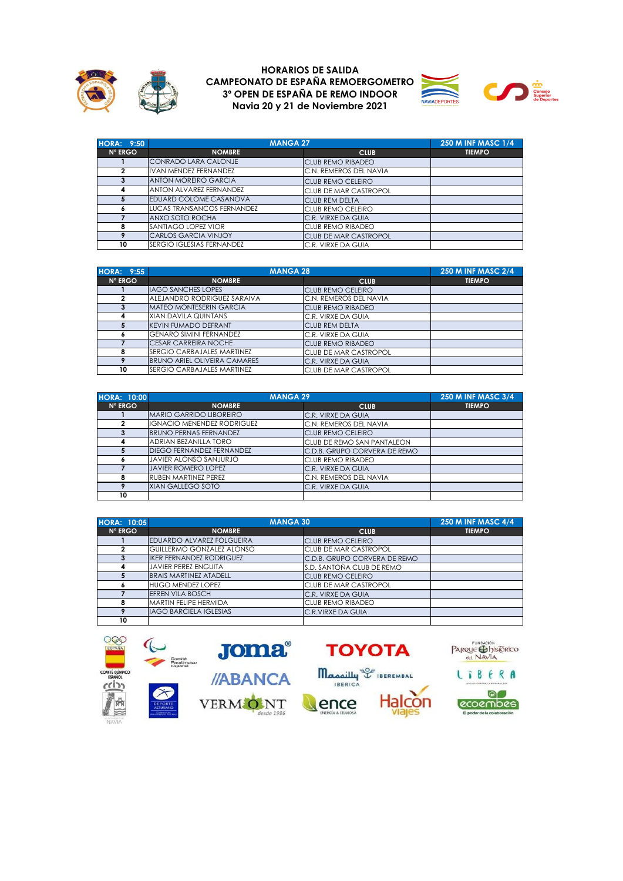# HORARIOS DE SALIDA
## CAMPEONATO DE ESPAÑA REMOERGOMETRO
## 3º OPEN DE ESPAÑA DE REMO INDOOR
## Navia 20 y 21 de Noviembre 2021

| HORA: 9:50 | MANGA 27 | | 250 M INF MASC 1/4 |
|---|---|---|---|
| Nº ERGO | NOMBRE | CLUB | TIEMPO |
| 1 | CONRADO LARA CALONJE | CLUB REMO RIBADEO | |
| 2 | IVAN MENDEZ FERNANDEZ | C.N. REMEROS DEL NAVIA | |
| 3 | ANTON MOREIRO GARCIA | CLUB REMO CELEIRO | |
| 4 | ANTON ALVAREZ FERNANDEZ | CLUB DE MAR CASTROPOL | |
| 5 | EDUARD COLOME CASANOVA | CLUB REM DELTA | |
| 6 | LUCAS TRANSANCOS FERNANDEZ | CLUB REMO CELEIRO | |
| 7 | ANXO SOTO ROCHA | C.R. VIRXE DA GUIA | |
| 8 | SANTIAGO LOPEZ VIOR | CLUB REMO RIBADEO | |
| 9 | CARLOS GARCIA VINJOY | CLUB DE MAR CASTROPOL | |
| 10 | SERGIO IGLESIAS FERNANDEZ | C.R. VIRXE DA GUIA | |

| HORA: 9:55 | MANGA 28 | | 250 M INF MASC 2/4 |
|---|---|---|---|
| Nº ERGO | NOMBRE | CLUB | TIEMPO |
| 1 | IAGO SANCHES LOPES | CLUB REMO CELEIRO | |
| 2 | ALEJANDRO RODRIGUEZ SARAIVA | C.N. REMEROS DEL NAVIA | |
| 3 | MATEO MONTESERIN GARCIA | CLUB REMO RIBADEO | |
| 4 | XIAN DAVILA QUINTANS | C.R. VIRXE DA GUIA | |
| 5 | KEVIN FUMADO DEFRANT | CLUB REM DELTA | |
| 6 | GENARO SIMINI FERNANDEZ | C.R. VIRXE DA GUIA | |
| 7 | CESAR CARREIRA NOCHE | CLUB REMO RIBADEO | |
| 8 | SERGIO CARBAJALES MARTINEZ | CLUB DE MAR CASTROPOL | |
| 9 | BRUNO ARIEL OLIVEIRA CAMARES | C.R. VIRXE DA GUIA | |
| 10 | SERGIO CARBAJALES MARTINEZ | CLUB DE MAR CASTROPOL | |

| HORA: 10:00 | MANGA 29 | | 250 M INF MASC 3/4 |
|---|---|---|---|
| Nº ERGO | NOMBRE | CLUB | TIEMPO |
| 1 | MARIO GARRIDO LIBOREIRO | C.R. VIRXE DA GUIA | |
| 2 | IGNACIO MENENDEZ RODRIGUEZ | C.N. REMEROS DEL NAVIA | |
| 3 | BRUNO PERNAS FERNANDEZ | CLUB REMO CELEIRO | |
| 4 | ADRIAN BEZANILLA TORO | CLUB DE REMO SAN PANTALEON | |
| 5 | DIEGO FERNANDEZ FERNANDEZ | C.D.B. GRUPO CORVERA DE REMO | |
| 6 | JAVIER ALONSO SANJURJO | CLUB REMO RIBADEO | |
| 7 | JAVIER ROMERO LOPEZ | C.R. VIRXE DA GUIA | |
| 8 | RUBEN MARTINEZ PEREZ | C.N. REMEROS DEL NAVIA | |
| 9 | XIAN GALLEGO SOTO | C.R. VIRXE DA GUIA | |
| 10 | | | |

| HORA: 10:05 | MANGA 30 | | 250 M INF MASC 4/4 |
|---|---|---|---|
| Nº ERGO | NOMBRE | CLUB | TIEMPO |
| 1 | EDUARDO ALVAREZ FOLGUEIRA | CLUB REMO CELEIRO | |
| 2 | GUILLERMO GONZALEZ ALONSO | CLUB DE MAR CASTROPOL | |
| 3 | IKER FERNANDEZ RODRIGUEZ | C.D.B. GRUPO CORVERA DE REMO | |
| 4 | JAVIER PEREZ ENGUITA | S.D. SANTOÑA CLUB DE REMO | |
| 5 | BRAIS MARTINEZ ATADELL | CLUB REMO CELEIRO | |
| 6 | HUGO MENDEZ LOPEZ | CLUB DE MAR CASTROPOL | |
| 7 | EFREN VILA BOSCH | C.R. VIRXE DA GUIA | |
| 8 | MARTIN FELIPE HERMIDA | CLUB REMO RIBADEO | |
| 9 | IAGO BARCIELA IGLESIAS | C.R.VIRXE DA GUIA | |
| 10 | | | |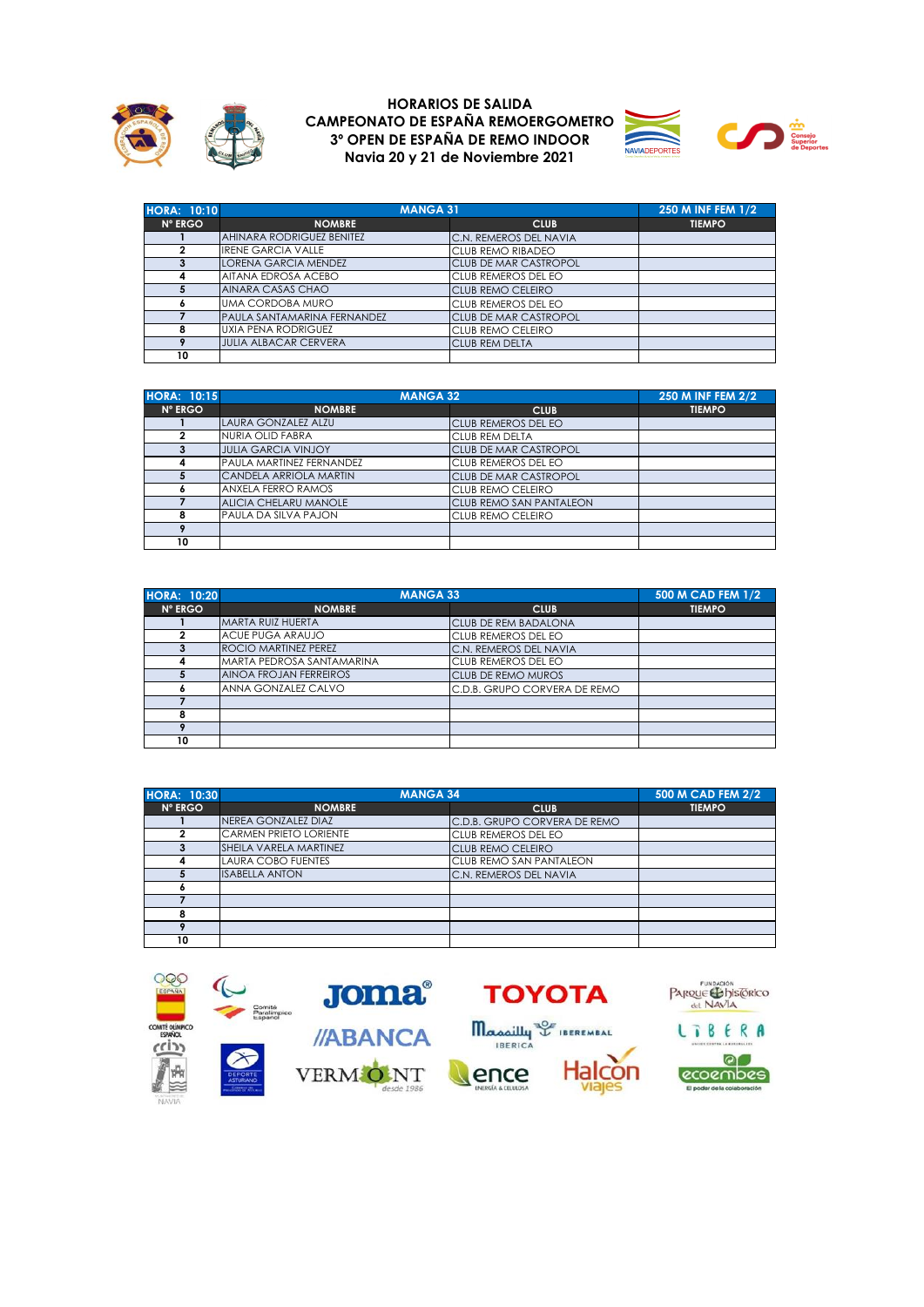**HORARIOS DE SALIDA**
**CAMPEONATO DE ESPAÑA REMOERGOMETRO**
**3º OPEN DE ESPAÑA DE REMO INDOOR**
**Navia 20 y 21 de Noviembre 2021**

| HORA: 10:10 | MANGA 31 | | 250 M INF FEM 1/2 |
|---|---|---|---|
| Nº ERGO | NOMBRE | CLUB | TIEMPO |
| 1 | AHINARA RODRIGUEZ BENITEZ | C.N. REMEROS DEL NAVIA | |
| 2 | IRENE GARCIA VALLE | CLUB REMO RIBADEO | |
| 3 | LORENA GARCIA MENDEZ | CLUB DE MAR CASTROPOL | |
| 4 | AITANA EDROSA ACEBO | CLUB REMEROS DEL EO | |
| 5 | AINARA CASAS CHAO | CLUB REMO CELEIRO | |
| 6 | UMA CORDOBA MURO | CLUB REMEROS DEL EO | |
| 7 | PAULA SANTAMARINA FERNANDEZ | CLUB DE MAR CASTROPOL | |
| 8 | UXIA PENA RODRIGUEZ | CLUB REMO CELEIRO | |
| 9 | JULIA ALBACAR CERVERA | CLUB REM DELTA | |
| 10 | | | |

| HORA: 10:15 | MANGA 32 | | 250 M INF FEM 2/2 |
|---|---|---|---|
| Nº ERGO | NOMBRE | CLUB | TIEMPO |
| 1 | LAURA GONZALEZ ALZU | CLUB REMEROS DEL EO | |
| 2 | NURIA OLID FABRA | CLUB REM DELTA | |
| 3 | JULIA GARCIA VINJOY | CLUB DE MAR CASTROPOL | |
| 4 | PAULA MARTINEZ FERNANDEZ | CLUB REMEROS DEL EO | |
| 5 | CANDELA ARRIOLA MARTIN | CLUB DE MAR CASTROPOL | |
| 6 | ANXELA FERRO RAMOS | CLUB REMO CELEIRO | |
| 7 | ALICIA CHELARU MANOLE | CLUB REMO SAN PANTALEON | |
| 8 | PAULA DA SILVA PAJON | CLUB REMO CELEIRO | |
| 9 | | | |
| 10 | | | |

| HORA: 10:20 | MANGA 33 | | 500 M CAD FEM 1/2 |
|---|---|---|---|
| Nº ERGO | NOMBRE | CLUB | TIEMPO |
| 1 | MARTA RUIZ HUERTA | CLUB DE REM BADALONA | |
| 2 | ACUE PUGA ARAUJO | CLUB REMEROS DEL EO | |
| 3 | ROCIO MARTINEZ PEREZ | C.N. REMEROS DEL NAVIA | |
| 4 | MARTA PEDROSA SANTAMARINA | CLUB REMEROS DEL EO | |
| 5 | AINOA FROJAN FERREIROS | CLUB DE REMO MUROS | |
| 6 | ANNA GONZALEZ CALVO | C.D.B. GRUPO CORVERA DE REMO | |
| 7 | | | |
| 8 | | | |
| 9 | | | |
| 10 | | | |

| HORA: 10:30 | MANGA 34 | | 500 M CAD FEM 2/2 |
|---|---|---|---|
| Nº ERGO | NOMBRE | CLUB | TIEMPO |
| 1 | NEREA GONZALEZ DIAZ | C.D.B. GRUPO CORVERA DE REMO | |
| 2 | CARMEN PRIETO LORIENTE | CLUB REMEROS DEL EO | |
| 3 | SHEILA VARELA MARTINEZ | CLUB REMO CELEIRO | |
| 4 | LAURA COBO FUENTES | CLUB REMO SAN PANTALEON | |
| 5 | ISABELLA ANTON | C.N. REMEROS DEL NAVIA | |
| 6 | | | |
| 7 | | | |
| 8 | | | |
| 9 | | | |
| 10 | | | |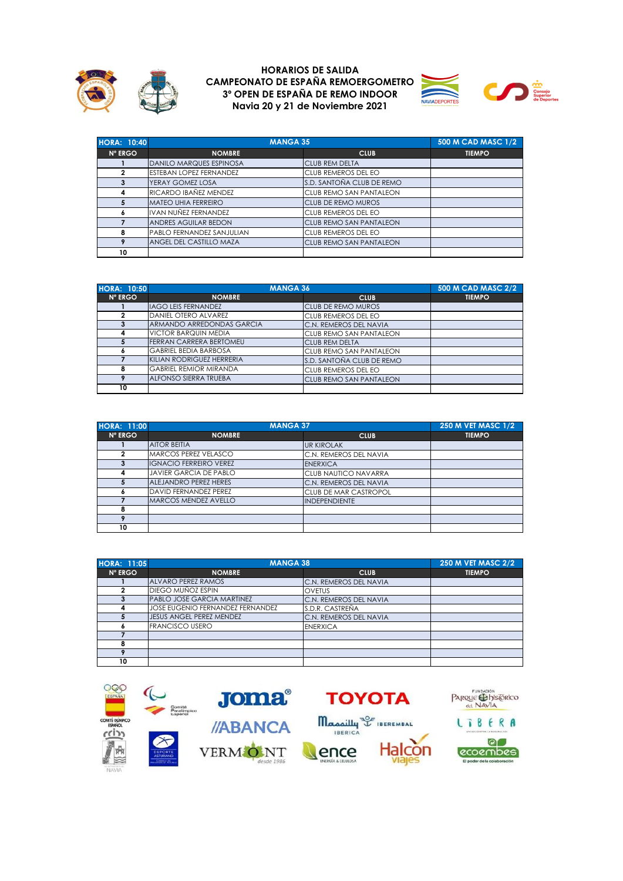**HORARIOS DE SALIDA**
**CAMPEONATO DE ESPAÑA REMOERGOMETRO**
**3º OPEN DE ESPAÑA DE REMO INDOOR**
**Navia 20 y 21 de Noviembre 2021**

| HORA: 10:40 | MANGA 35 | | 500 M CAD MASC 1/2 |
|---|---|---|---|
| Nº ERGO | NOMBRE | CLUB | TIEMPO |
| 1 | DANILO MARQUES ESPINOSA | CLUB REM DELTA | |
| 2 | ESTEBAN LOPEZ FERNANDEZ | CLUB REMEROS DEL EO | |
| 3 | YERAY GOMEZ LOSA | S.D. SANTOÑA CLUB DE REMO | |
| 4 | RICARDO IBAÑEZ MENDEZ | CLUB REMO SAN PANTALEON | |
| 5 | MATEO UHIA FERREIRO | CLUB DE REMO MUROS | |
| 6 | IVAN NUÑEZ FERNANDEZ | CLUB REMEROS DEL EO | |
| 7 | ANDRES AGUILAR BEDON | CLUB REMO SAN PANTALEON | |
| 8 | PABLO FERNANDEZ SANJULIAN | CLUB REMEROS DEL EO | |
| 9 | ANGEL DEL CASTILLO MAZA | CLUB REMO SAN PANTALEON | |
| 10 | | | |

| HORA: 10:50 | MANGA 36 | | 500 M CAD MASC 2/2 |
|---|---|---|---|
| Nº ERGO | NOMBRE | CLUB | TIEMPO |
| 1 | IAGO LEIS FERNANDEZ | CLUB DE REMO MUROS | |
| 2 | DANIEL OTERO ALVAREZ | CLUB REMEROS DEL EO | |
| 3 | ARMANDO ARREDONDAS GARCIA | C.N. REMEROS DEL NAVIA | |
| 4 | VICTOR BARQUIN MEDIA | CLUB REMO SAN PANTALEON | |
| 5 | FERRAN CARRERA BERTOMEU | CLUB REM DELTA | |
| 6 | GABRIEL BEDIA BARBOSA | CLUB REMO SAN PANTALEON | |
| 7 | KILIAN RODRIGUEZ HERRERIA | S.D. SANTOÑA CLUB DE REMO | |
| 8 | GABRIEL REMIOR MIRANDA | CLUB REMEROS DEL EO | |
| 9 | ALFONSO SIERRA TRUEBA | CLUB REMO SAN PANTALEON | |
| 10 | | | |

| HORA: 11:00 | MANGA 37 | | 250 M VET MASC 1/2 |
|---|---|---|---|
| Nº ERGO | NOMBRE | CLUB | TIEMPO |
| 1 | AITOR BEITIA | UR KIROLAK | |
| 2 | MARCOS PEREZ VELASCO | C.N. REMEROS DEL NAVIA | |
| 3 | IGNACIO FERREIRO VEREZ | ENERXICA | |
| 4 | JAVIER GARCIA DE PABLO | CLUB NAUTICO NAVARRA | |
| 5 | ALEJANDRO PEREZ HERES | C.N. REMEROS DEL NAVIA | |
| 6 | DAVID FERNANDEZ PEREZ | CLUB DE MAR CASTROPOL | |
| 7 | MARCOS MENDEZ AVELLO | INDEPENDIENTE | |
| 8 | | | |
| 9 | | | |
| 10 | | | |

| HORA: 11:05 | MANGA 38 | | 250 M VET MASC 2/2 |
|---|---|---|---|
| Nº ERGO | NOMBRE | CLUB | TIEMPO |
| 1 | ALVARO PEREZ RAMOS | C.N. REMEROS DEL NAVIA | |
| 2 | DIEGO MUÑOZ ESPIN | OVETUS | |
| 3 | PABLO JOSE GARCIA MARTINEZ | C.N. REMEROS DEL NAVIA | |
| 4 | JOSE EUGENIO FERNANDEZ FERNANDEZ | S.D.R. CASTREÑA | |
| 5 | JESUS ANGEL PEREZ MENDEZ | C.N. REMEROS DEL NAVIA | |
| 6 | FRANCISCO USERO | ENERXICA | |
| 7 | | | |
| 8 | | | |
| 9 | | | |
| 10 | | | |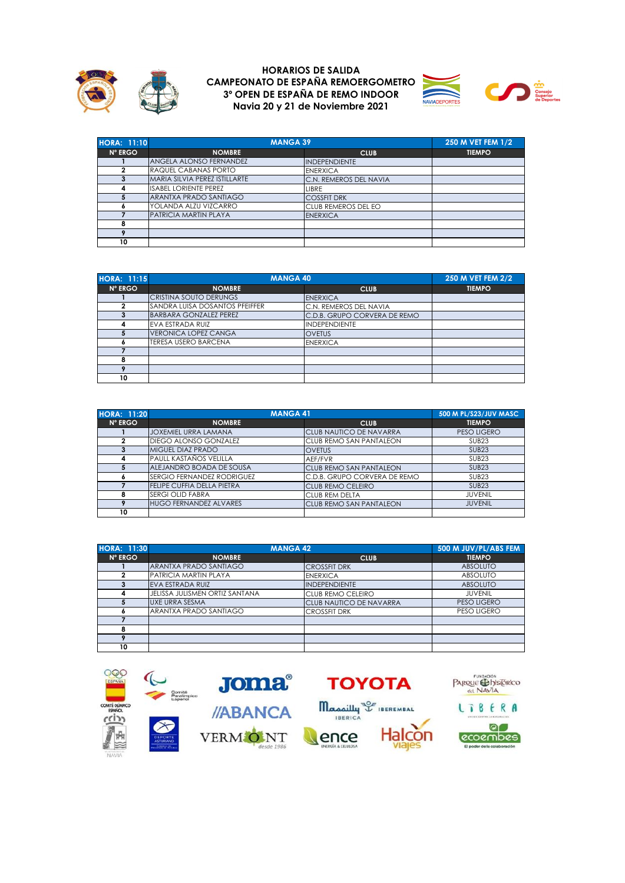# HORARIOS DE SALIDA
# CAMPEONATO DE ESPAÑA REMOERGOMETRO
# 3º OPEN DE ESPAÑA DE REMO INDOOR
# Navia 20 y 21 de Noviembre 2021

| HORA: 11:10 | MANGA 39 | | 250 M VET FEM 1/2 |
|---|---|---|---|
| Nº ERGO | NOMBRE | CLUB | TIEMPO |
| 1 | ANGELA ALONSO FERNANDEZ | INDEPENDIENTE | |
| 2 | RAQUEL CABANAS PORTO | ENERXICA | |
| 3 | MARIA SILVIA PEREZ ISTILLARTE | C.N. REMEROS DEL NAVIA | |
| 4 | ISABEL LORIENTE PEREZ | LIBRE | |
| 5 | ARANTXA PRADO SANTIAGO | COSSFIT DRK | |
| 6 | YOLANDA ALZU VIZCARRO | CLUB REMEROS DEL EO | |
| 7 | PATRICIA MARTIN PLAYA | ENERXICA | |
| 8 | | | |
| 9 | | | |
| 10 | | | |

| HORA: 11:15 | MANGA 40 | | 250 M VET FEM 2/2 |
|---|---|---|---|
| Nº ERGO | NOMBRE | CLUB | TIEMPO |
| 1 | CRISTINA SOUTO DERUNGS | ENERXICA | |
| 2 | SANDRA LUISA DOSANTOS PFEIFFER | C.N. REMEROS DEL NAVIA | |
| 3 | BARBARA GONZALEZ PEREZ | C.D.B. GRUPO CORVERA DE REMO | |
| 4 | EVA ESTRADA RUIZ | INDEPENDIENTE | |
| 5 | VERONICA LOPEZ CANGA | OVETUS | |
| 6 | TERESA USERO BARCENA | ENERXICA | |
| 7 | | | |
| 8 | | | |
| 9 | | | |
| 10 | | | |

| HORA: 11:20 | MANGA 41 | | 500 M PL/S23/JUV MASC |
|---|---|---|---|
| Nº ERGO | NOMBRE | CLUB | TIEMPO |
| 1 | JOXEMIEL URRA LAMANA | CLUB NAUTICO DE NAVARRA | PESO LIGERO |
| 2 | DIEGO ALONSO GONZALEZ | CLUB REMO SAN PANTALEON | SUB23 |
| 3 | MIGUEL DIAZ PRADO | OVETUS | SUB23 |
| 4 | PAULL KASTAÑOS VELILLA | AEF/FVR | SUB23 |
| 5 | ALEJANDRO BOADA DE SOUSA | CLUB REMO SAN PANTALEON | SUB23 |
| 6 | SERGIO FERNANDEZ RODRIGUEZ | C.D.B. GRUPO CORVERA DE REMO | SUB23 |
| 7 | FELIPE CUFFIA DELLA PIETRA | CLUB REMO CELEIRO | SUB23 |
| 8 | SERGI OLID FABRA | CLUB REM DELTA | JUVENIL |
| 9 | HUGO FERNANDEZ ALVARES | CLUB REMO SAN PANTALEON | JUVENIL |
| 10 | | | |

| HORA: 11:30 | MANGA 42 | | 500 M JUV/PL/ABS FEM |
|---|---|---|---|
| Nº ERGO | NOMBRE | CLUB | TIEMPO |
| 1 | ARANTXA PRADO SANTIAGO | CROSSFIT DRK | ABSOLUTO |
| 2 | PATRICIA MARTIN PLAYA | ENERXICA | ABSOLUTO |
| 3 | EVA ESTRADA RUIZ | INDEPENDIENTE | ABSOLUTO |
| 4 | JELISSA JULISMEN ORTIZ SANTANA | CLUB REMO CELEIRO | JUVENIL |
| 5 | UXE URRA SESMA | CLUB NAUTICO DE NAVARRA | PESO LIGERO |
| 6 | ARANTXA PRADO SANTIAGO | CROSSFIT DRK | PESO LIGERO |
| 7 | | | |
| 8 | | | |
| 9 | | | |
| 10 | | | |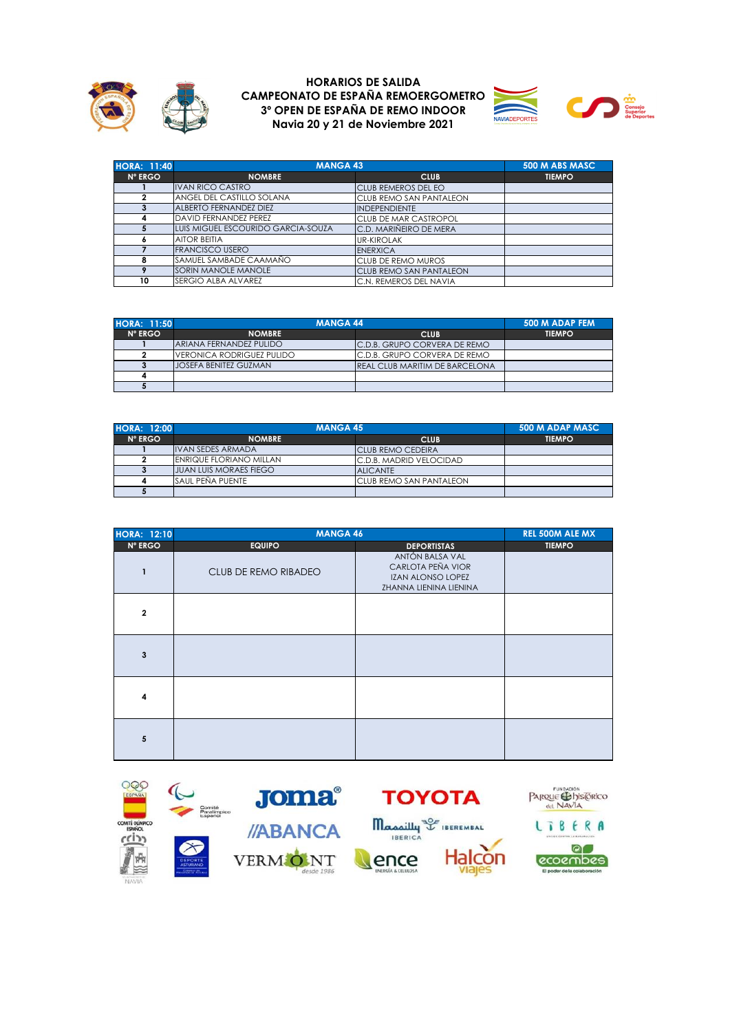# HORARIOS DE SALIDA
## CAMPEONATO DE ESPAÑA REMOERGOMETRO
## 3º OPEN DE ESPAÑA DE REMO INDOOR
## Navia 20 y 21 de Noviembre 2021

| HORA: 11:40 | MANGA 43 | | 500 M ABS MASC |
|---|---|---|---|
| Nº ERGO | NOMBRE | CLUB | TIEMPO |
| 1 | IVAN RICO CASTRO | CLUB REMEROS DEL EO | |
| 2 | ANGEL DEL CASTILLO SOLANA | CLUB REMO SAN PANTALEON | |
| 3 | ALBERTO FERNANDEZ DIEZ | INDEPENDIENTE | |
| 4 | DAVID FERNANDEZ PEREZ | CLUB DE MAR CASTROPOL | |
| 5 | LUIS MIGUEL ESCOURIDO GARCIA-SOUZA | C.D. MARIÑEIRO DE MERA | |
| 6 | AITOR BEITIA | UR-KIROLAK | |
| 7 | FRANCISCO USERO | ENERXICA | |
| 8 | SAMUEL SAMBADE CAAMAÑO | CLUB DE REMO MUROS | |
| 9 | SORIN MANOLE MANOLE | CLUB REMO SAN PANTALEON | |
| 10 | SERGIO ALBA ALVAREZ | C.N. REMEROS DEL NAVIA | |

| HORA: 11:50 | MANGA 44 | | 500 M ADAP FEM |
|---|---|---|---|
| Nº ERGO | NOMBRE | CLUB | TIEMPO |
| 1 | ARIANA FERNANDEZ PULIDO | C.D.B. GRUPO CORVERA DE REMO | |
| 2 | VERONICA RODRIGUEZ PULIDO | C.D.B. GRUPO CORVERA DE REMO | |
| 3 | JOSEFA BENITEZ GUZMAN | REAL CLUB MARITIM DE BARCELONA | |
| 4 | | | |
| 5 | | | |

| HORA: 12:00 | MANGA 45 | | 500 M ADAP MASC |
|---|---|---|---|
| Nº ERGO | NOMBRE | CLUB | TIEMPO |
| 1 | IVAN SEDES ARMADA | CLUB REMO CEDEIRA | |
| 2 | ENRIQUE FLORIANO MILLAN | C.D.B. MADRID VELOCIDAD | |
| 3 | JUAN LUIS MORAES FIEGO | ALICANTE | |
| 4 | SAUL PEÑA PUENTE | CLUB REMO SAN PANTALEON | |
| 5 | | | |

| HORA: 12:10 | MANGA 46 | | REL 500M ALE MX |
|---|---|---|---|
| Nº ERGO | EQUIPO | DEPORTISTAS | TIEMPO |
| 1 | CLUB DE REMO RIBADEO | ANTÓN BALSA VAL<br>CARLOTA PEÑA VIOR<br>IZAN ALONSO LOPEZ<br>ZHANNA LIENINA LIENINA | |
| 2 | | | |
| 3 | | | |
| 4 | | | |
| 5 | | | |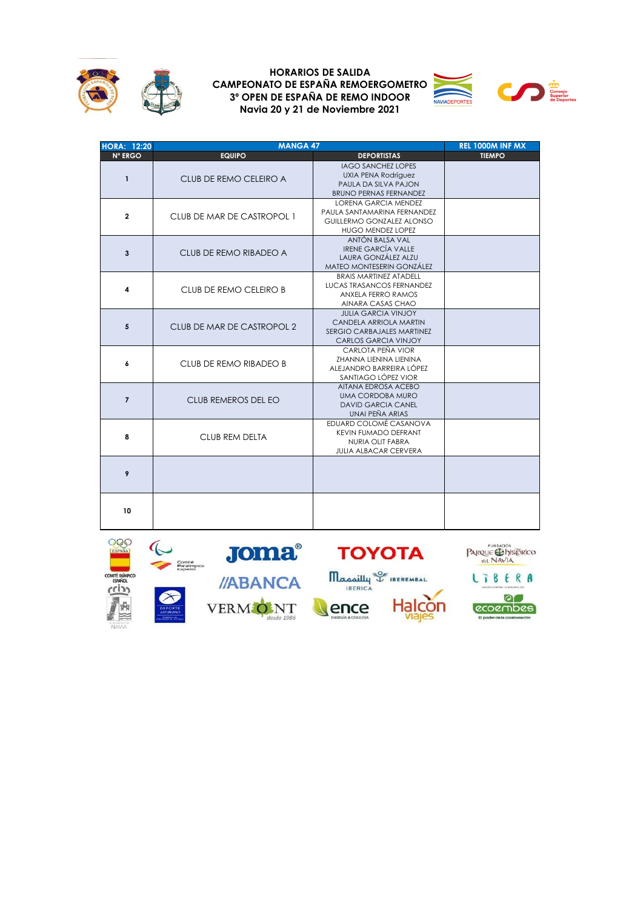**HORARIOS DE SALIDA**
**CAMPEONATO DE ESPAÑA REMOERGOMETRO**
**3º OPEN DE ESPAÑA DE REMO INDOOR**
**Navia 20 y 21 de Noviembre 2021**

| HORA: 12:20 | MANGA 47 | | REL 1000M INF MX |
|---|---|---|---|
| Nº ERGO | EQUIPO | DEPORTISTAS | TIEMPO |
| 1 | CLUB DE REMO CELEIRO A | IAGO SANCHEZ LOPES<br>UXIA PENA Rodríguez<br>PAULA DA SILVA PAJON<br>BRUNO PERNAS FERNANDEZ | |
| 2 | CLUB DE MAR DE CASTROPOL 1 | LORENA GARCIA MENDEZ<br>PAULA SANTAMARINA FERNANDEZ<br>GUILLERMO GONZALEZ ALONSO<br>HUGO MENDEZ LOPEZ | |
| 3 | CLUB DE REMO RIBADEO A | ANTÓN BALSA VAL<br>IRENE GARCÍA VALLE<br>LAURA GONZÁLEZ ALZU<br>MATEO MONTESERIN GONZÁLEZ | |
| 4 | CLUB DE REMO CELEIRO B | BRAIS MARTINEZ ATADELL<br>LUCAS TRASANCOS FERNANDEZ<br>ANXELA FERRO RAMOS<br>AINARA CASAS CHAO | |
| 5 | CLUB DE MAR DE CASTROPOL 2 | JULIA GARCIA VINJOY<br>CANDELA ARRIOLA MARTIN<br>SERGIO CARBAJALES MARTINEZ<br>CARLOS GARCIA VINJOY | |
| 6 | CLUB DE REMO RIBADEO B | CARLOTA PEÑA VIOR<br>ZHANNA LIENINA LIENINA<br>ALEJANDRO BARREIRA LÓPEZ<br>SANTIAGO LÓPEZ VIOR | |
| 7 | CLUB REMEROS DEL EO | AITANA EDROSA ACEBO<br>UMA CORDOBA MURO<br>DAVID GARCIA CANEL<br>UNAI PEÑA ARIAS | |
| 8 | CLUB REM DELTA | EDUARD COLOMÉ CASANOVA<br>KEVIN FUMADO DEFRANT<br>NURIA OLIT FABRA<br>JULIA ALBACAR CERVERA | |
| 9 | | | |
| 10 | | | |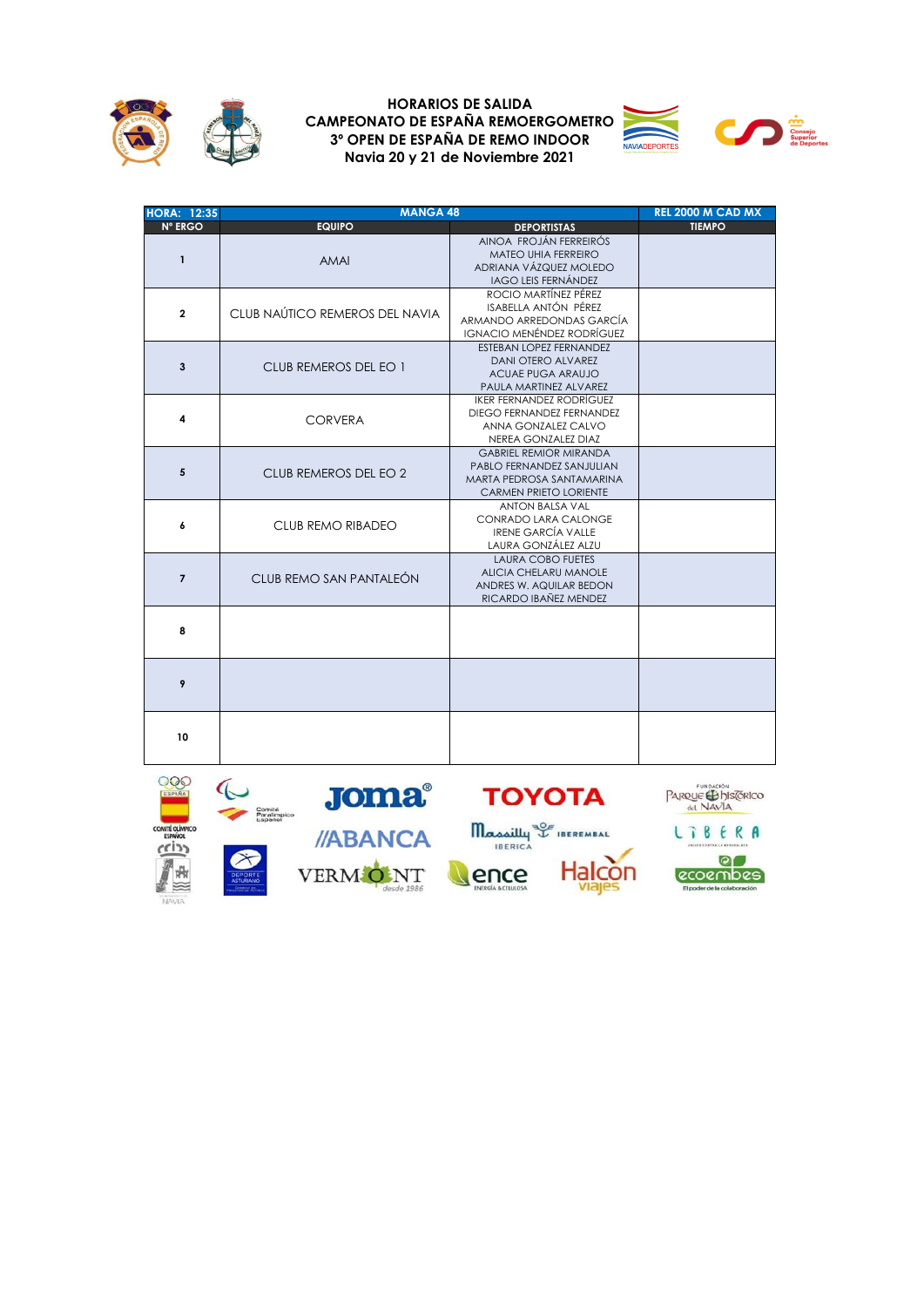**HORARIOS DE SALIDA**
**CAMPEONATO DE ESPAÑA REMOERGOMETRO**
**3º OPEN DE ESPAÑA DE REMO INDOOR**
**Navia 20 y 21 de Noviembre 2021**

| HORA: 12:35 | MANGA 48 | | REL 2000 M CAD MX |
|---|---|---|---|
| Nº ERGO | EQUIPO | DEPORTISTAS | TIEMPO |
| 1 | AMAI | AINOA FROJÁN FERREIRÓS<br>MATEO UHIA FERREIRO<br>ADRIANA VÁZQUEZ MOLEDO<br>IAGO LEIS FERNÁNDEZ | |
| 2 | CLUB NAÚTICO REMEROS DEL NAVIA | ROCIO MARTÍNEZ PÉREZ<br>ISABELLA ANTÓN PÉREZ<br>ARMANDO ARREDONDAS GARCÍA<br>IGNACIO MENÉNDEZ RODRÍGUEZ | |
| 3 | CLUB REMEROS DEL EO 1 | ESTEBAN LOPEZ FERNANDEZ<br>DANI OTERO ALVAREZ<br>ACUAE PUGA ARAUJO<br>PAULA MARTINEZ ALVAREZ | |
| 4 | CORVERA | IKER FERNANDEZ RODRÍGUEZ<br>DIEGO FERNANDEZ FERNANDEZ<br>ANNA GONZALEZ CALVO<br>NEREA GONZALEZ DIAZ | |
| 5 | CLUB REMEROS DEL EO 2 | GABRIEL REMIOR MIRANDA<br>PABLO FERNANDEZ SANJULIAN<br>MARTA PEDROSA SANTAMARINA<br>CARMEN PRIETO LORIENTE | |
| 6 | CLUB REMO RIBADEO | ANTON BALSA VAL<br>CONRADO LARA CALONGE<br>IRENE GARCÍA VALLE<br>LAURA GONZÁLEZ ALZU | |
| 7 | CLUB REMO SAN PANTALEÓN | LAURA COBO FUETES<br>ALICIA CHELARU MANOLE<br>ANDRES W. AQUILAR BEDON<br>RICARDO IBAÑEZ MENDEZ | |
| 8 | | | |
| 9 | | | |
| 10 | | | |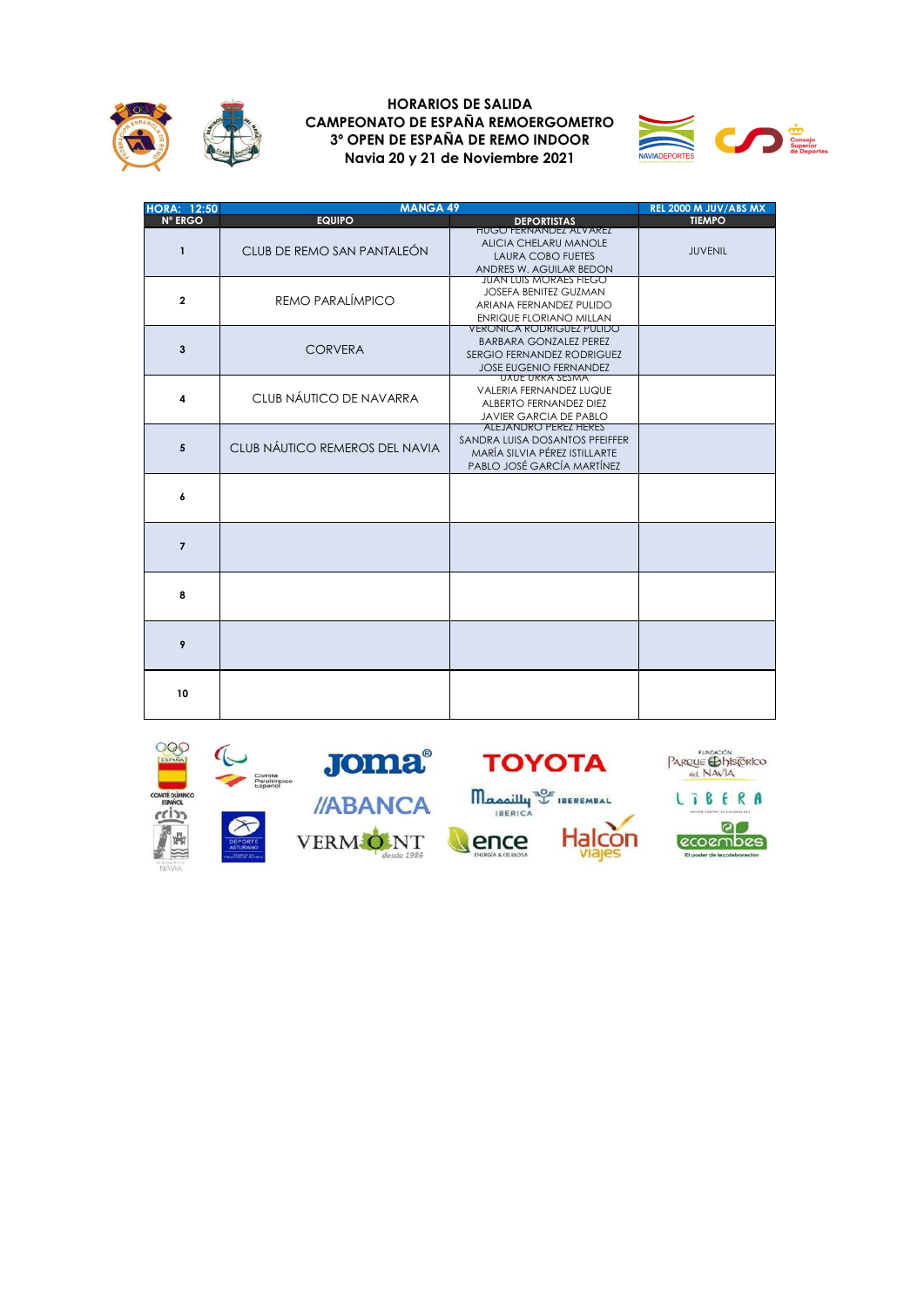**HORARIOS DE SALIDA**
**CAMPEONATO DE ESPAÑA REMOERGOMETRO**
**3º OPEN DE ESPAÑA DE REMO INDOOR**
**Navia 20 y 21 de Noviembre 2021**

| HORA: 12:50 | MANGA 49 | | REL 2000 M JUV/ABS MX |
|---|---|---|---|
| **Nº ERGO** | **EQUIPO** | **DEPORTISTAS** | **TIEMPO** |
| 1 | CLUB DE REMO SAN PANTALEÓN | HUGO FERNANDEZ ALVAREZ<br>ALICIA CHELARU MANOLE<br>LAURA COBO FUETES<br>ANDRES W. AGUILAR BEDON | JUVENIL |
| 2 | REMO PARALÍMPICO | JUAN LUIS MORAES HIEGO<br>JOSEFA BENITEZ GUZMAN<br>ARIANA FERNANDEZ PULIDO<br>ENRIQUE FLORIANO MILLAN | |
| 3 | CORVERA | VERONICA RODRIGUEZ PULIDO<br>BARBARA GONZALEZ PEREZ<br>SERGIO FERNANDEZ RODRIGUEZ<br>JOSE EUGENIO FERNANDEZ | |
| 4 | CLUB NÁUTICO DE NAVARRA | UXUE URRA SESMA<br>VALERIA FERNANDEZ LUQUE<br>ALBERTO FERNANDEZ DIEZ<br>JAVIER GARCIA DE PABLO | |
| 5 | CLUB NÁUTICO REMEROS DEL NAVIA | ALEJANDRO PEREZ HERES<br>SANDRA LUISA DOSANTOS PFEIFFER<br>MARÍA SILVIA PÉREZ ISTILLARTE<br>PABLO JOSÉ GARCÍA MARTÍNEZ | |
| 6 | | | |
| 7 | | | |
| 8 | | | |
| 9 | | | |
| 10 | | | |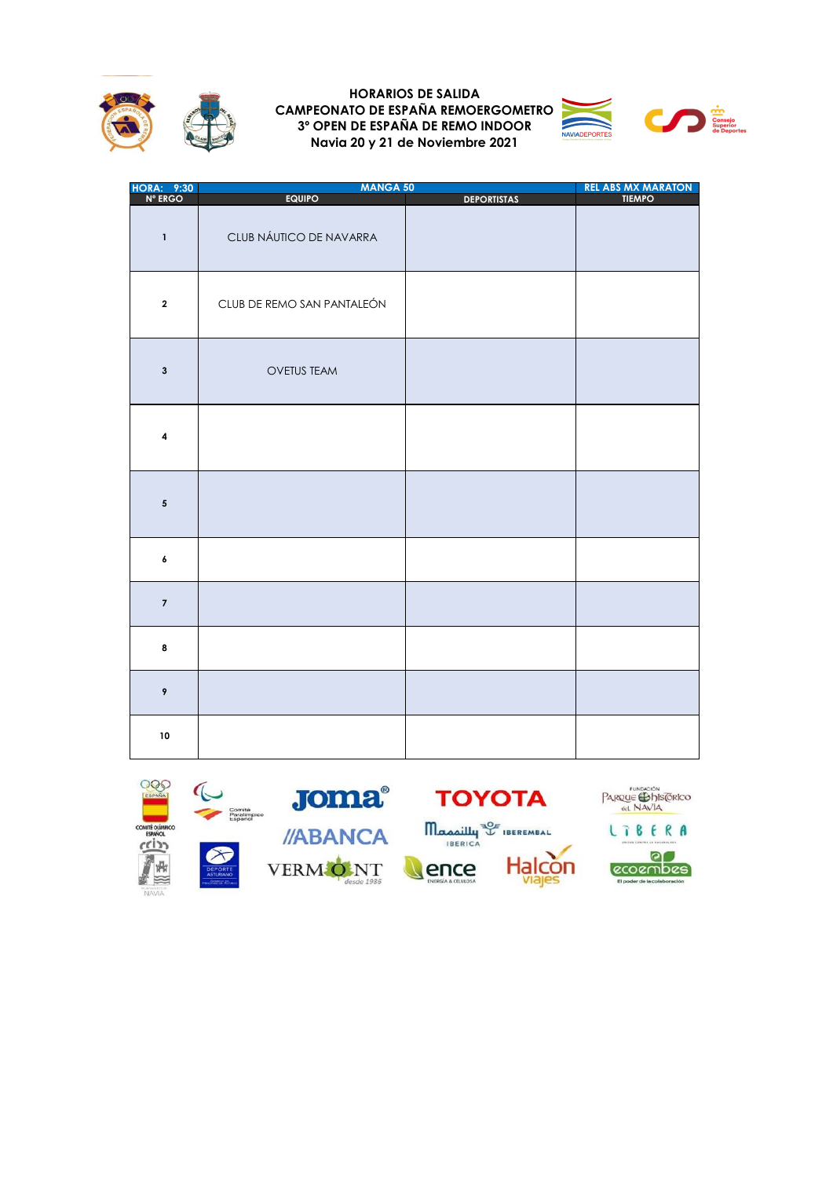**HORARIOS DE SALIDA**
**CAMPEONATO DE ESPAÑA REMOERGOMETRO**
**3º OPEN DE ESPAÑA DE REMO INDOOR**
**Navia 20 y 21 de Noviembre 2021**

| HORA: 9:30 | MANGA 50 | | REL ABS MX MARATON |
|---|---|---|---|
| Nº ERGO | EQUIPO | DEPORTISTAS | TIEMPO |
| 1 | CLUB NÁUTICO DE NAVARRA | | |
| 2 | CLUB DE REMO SAN PANTALEÓN | | |
| 3 | OVETUS TEAM | | |
| 4 | | | |
| 5 | | | |
| 6 | | | |
| 7 | | | |
| 8 | | | |
| 9 | | | |
| 10 | | | |